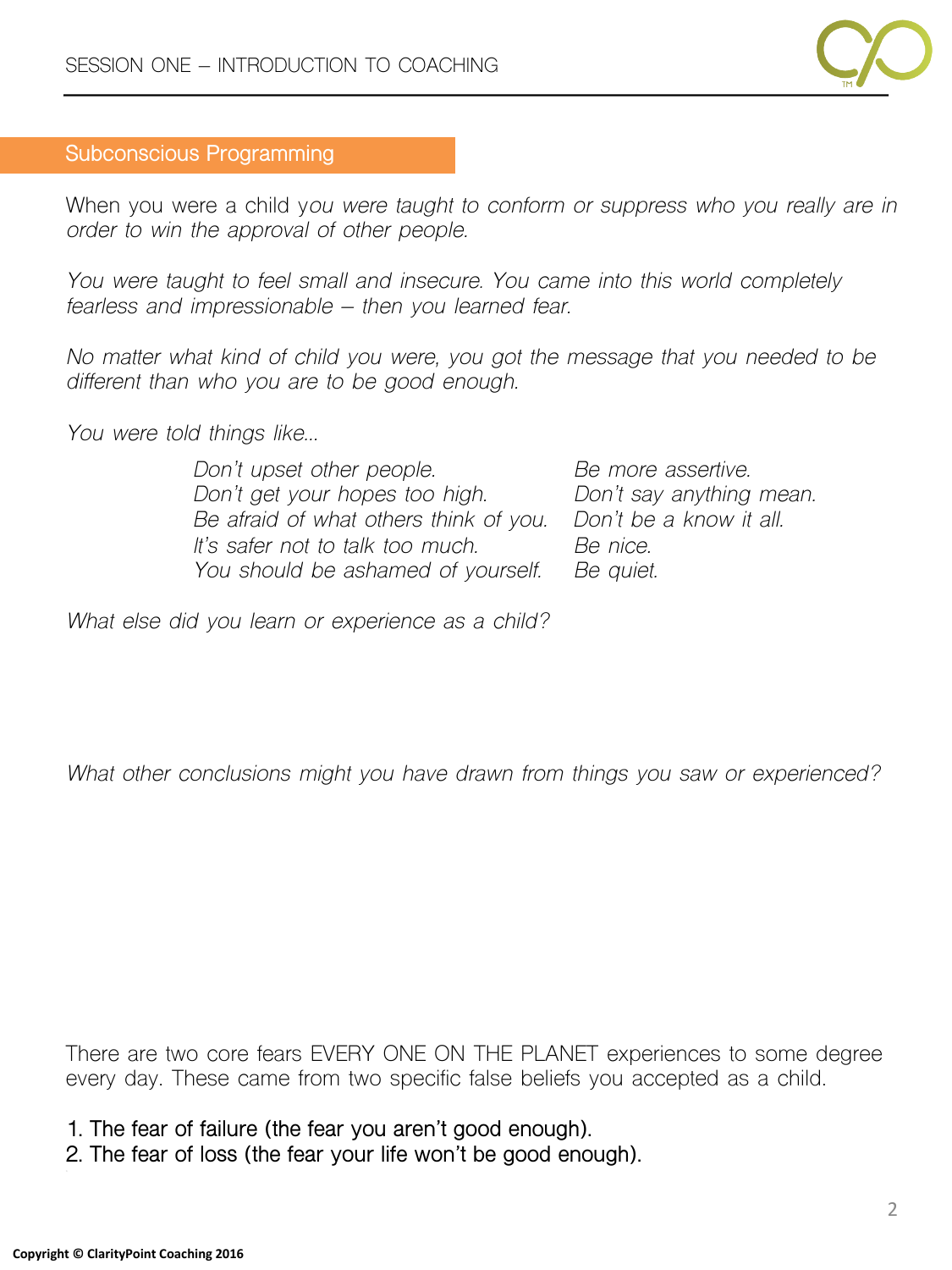## Subconscious Programming

When you were a child y*ou were taught to conform or suppress who you really are in order to win the approval of other people.*

*You were taught to feel small and insecure. You came into this world completely fearless and impressionable – then you learned fear.*

*No matter what kind of child you were, you got the message that you needed to be different than who you are to be good enough.*

*You were told things like...*

| | |
|---|---|
| *Don't upset other people.* | *Be more assertive.* |
| *Don't get your hopes too high.* | *Don't say anything mean.* |
| *Be afraid of what others think of you.* | *Don't be a know it all.* |
| *It's safer not to talk too much.* | *Be nice.* |
| *You should be ashamed of yourself.* | *Be quiet.* |

*What else did you learn or experience as a child?*

*What other conclusions might you have drawn from things you saw or experienced?*

There are two core fears EVERY ONE ON THE PLANET experiences to some degree every day. These came from two specific false beliefs you accepted as a child.

1. The fear of failure (the fear you aren't good enough).
2. The fear of loss (the fear your life won't be good enough).

Copyright © ClarityPoint Coaching 2016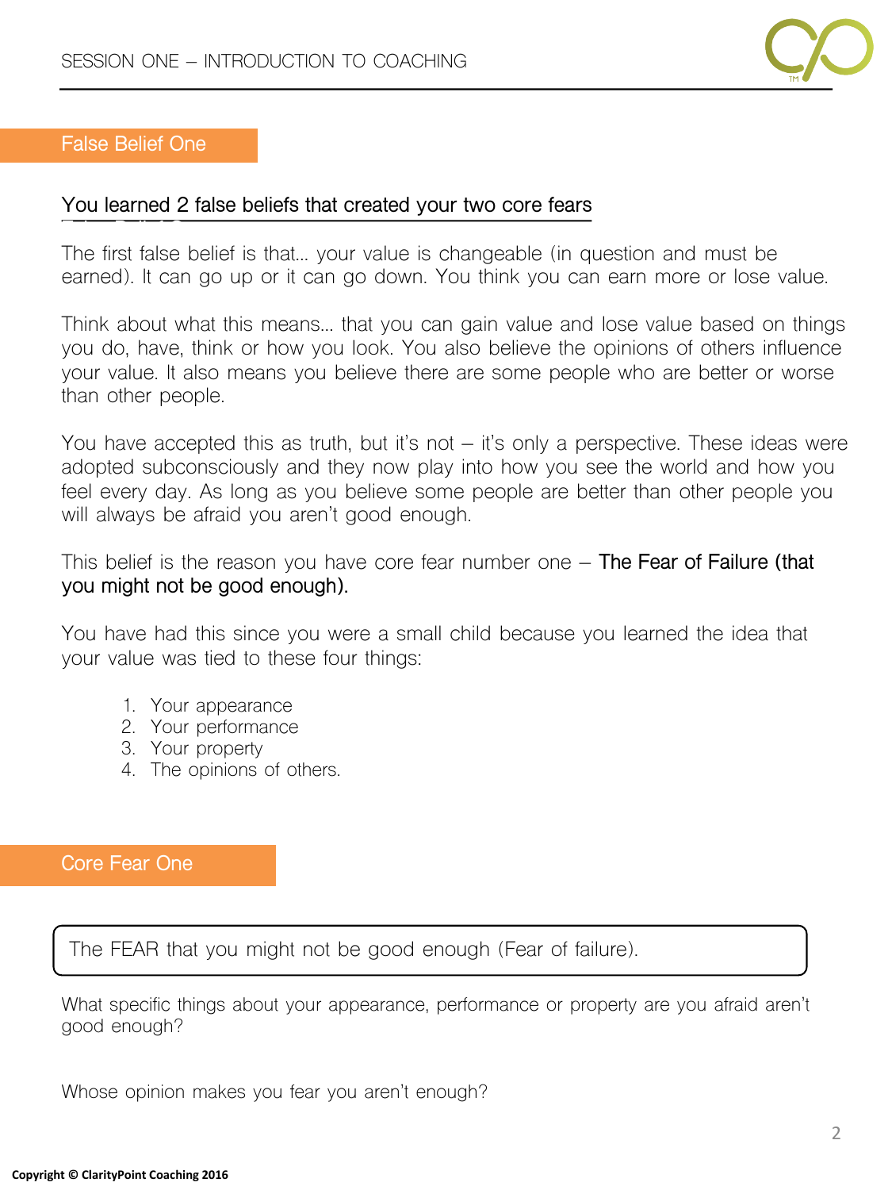## False Belief One

**You learned 2 false beliefs that created your two core fears**

The first false belief is that… your value is changeable (in question and must be earned). It can go up or it can go down. You think you can earn more or lose value.

Think about what this means… that you can gain value and lose value based on things you do, have, think or how you look. You also believe the opinions of others influence your value. It also means you believe there are some people who are better or worse than other people.

You have accepted this as truth, but it's not – it's only a perspective. These ideas were adopted subconsciously and they now play into how you see the world and how you feel every day. As long as you believe some people are better than other people you will always be afraid you aren't good enough.

This belief is the reason you have core fear number one – **The Fear of Failure (that you might not be good enough).**

You have had this since you were a small child because you learned the idea that your value was tied to these four things:

1. Your appearance
2. Your performance
3. Your property
4. The opinions of others.

## Core Fear One

The FEAR that you might not be good enough (Fear of failure).

What specific things about your appearance, performance or property are you afraid aren't good enough?

Whose opinion makes you fear you aren't enough?

**Copyright © ClarityPoint Coaching 2016**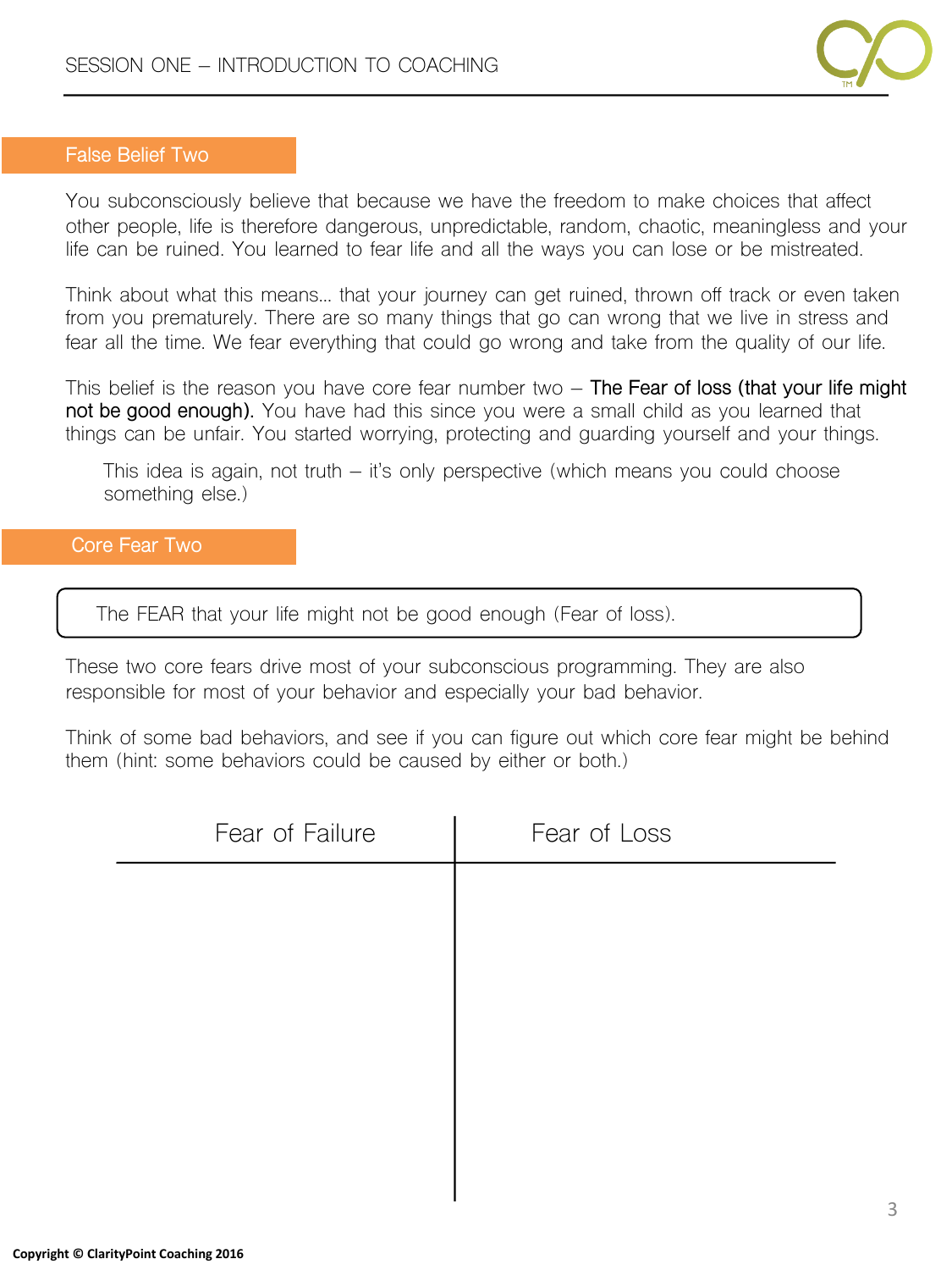## False Belief Two

You subconsciously believe that because we have the freedom to make choices that affect other people, life is therefore dangerous, unpredictable, random, chaotic, meaningless and your life can be ruined. You learned to fear life and all the ways you can lose or be mistreated.

Think about what this means… that your journey can get ruined, thrown off track or even taken from you prematurely. There are so many things that go can wrong that we live in stress and fear all the time. We fear everything that could go wrong and take from the quality of our life.

This belief is the reason you have core fear number two – The Fear of loss (that your life might not be good enough). You have had this since you were a small child as you learned that things can be unfair. You started worrying, protecting and guarding yourself and your things.

> This idea is again, not truth – it's only perspective (which means you could choose something else.)

## Core Fear Two

> The FEAR that your life might not be good enough (Fear of loss).

These two core fears drive most of your subconscious programming. They are also responsible for most of your behavior and especially your bad behavior.

Think of some bad behaviors, and see if you can figure out which core fear might be behind them (hint: some behaviors could be caused by either or both.)

| Fear of Failure | Fear of Loss |
|---|---|
| | |

Copyright © ClarityPoint Coaching 2016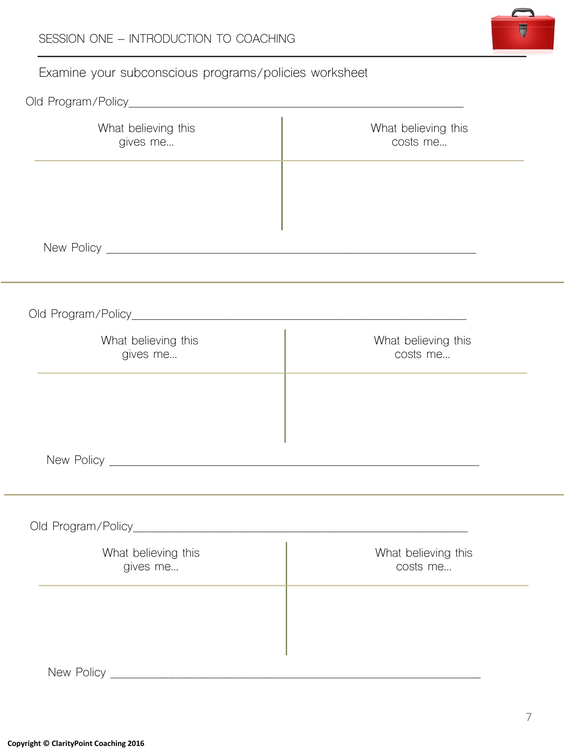SESSION ONE – INTRODUCTION TO COACHING

## Examine your subconscious programs/policies worksheet

Old Program/Policy_______________________________________________________

| What believing this gives me… | What believing this costs me… |
|---|---|
| | |

New Policy _______________________________________________________

---

Old Program/Policy_______________________________________________________

| What believing this gives me… | What believing this costs me… |
|---|---|
| | |

New Policy _______________________________________________________

---

Old Program/Policy_______________________________________________________

| What believing this gives me… | What believing this costs me… |
|---|---|
| | |

New Policy _______________________________________________________

**Copyright © ClarityPoint Coaching 2016**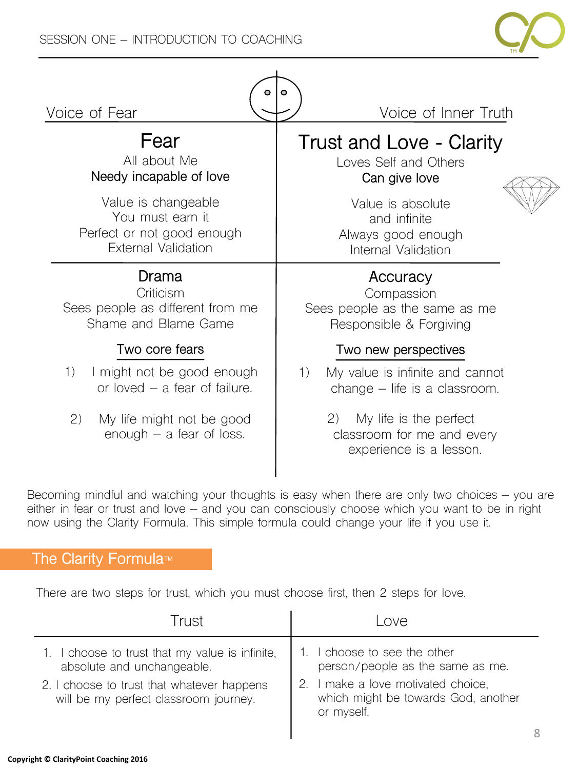| Voice of Fear | Voice of Inner Truth |
|---|---|
| **Fear**<br>All about Me<br>Needy incapable of love<br><br>Value is changeable<br>You must earn it<br>Perfect or not good enough<br>External Validation | **Trust and Love - Clarity**<br>Loves Self and Others<br>Can give love<br><br>Value is absolute and infinite<br>Always good enough<br>Internal Validation |
| **Drama**<br>Criticism<br>Sees people as different from me<br>Shame and Blame Game | **Accuracy**<br>Compassion<br>Sees people as the same as me<br>Responsible & Forgiving |
| Two core fears<br>1) I might not be good enough or loved – a fear of failure.<br>2) My life might not be good enough – a fear of loss. | Two new perspectives<br>1) My value is infinite and cannot change – life is a classroom.<br>2) My life is the perfect classroom for me and every experience is a lesson. |

Becoming mindful and watching your thoughts is easy when there are only two choices – you are either in fear or trust and love – and you can consciously choose which you want to be in right now using the Clarity Formula. This simple formula could change your life if you use it.

## The Clarity Formula™

There are two steps for trust, which you must choose first, then 2 steps for love.

| Trust | Love |
|---|---|
| 1. I choose to trust that my value is infinite, absolute and unchangeable.<br>2. I choose to trust that whatever happens will be my perfect classroom journey. | 1. I choose to see the other person/people as the same as me.<br>2. I make a love motivated choice, which might be towards God, another or myself. |

Copyright © ClarityPoint Coaching 2016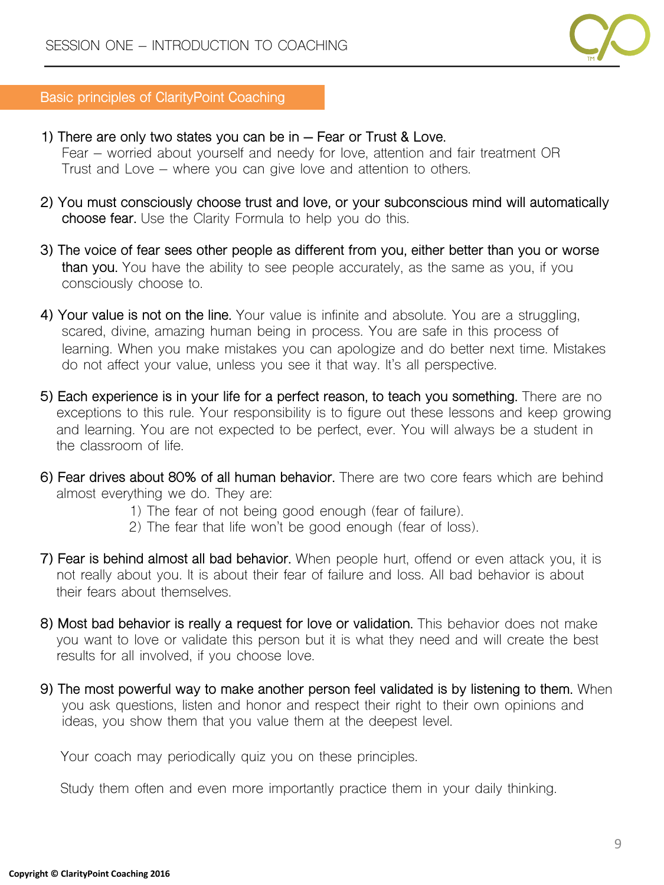## Basic principles of ClarityPoint Coaching

1) **There are only two states you can be in – Fear or Trust & Love.**
   Fear – worried about yourself and needy for love, attention and fair treatment OR
   Trust and Love – where you can give love and attention to others.

2) **You must consciously choose trust and love, or your subconscious mind will automatically choose fear.** Use the Clarity Formula to help you do this.

3) **The voice of fear sees other people as different from you, either better than you or worse than you.** You have the ability to see people accurately, as the same as you, if you consciously choose to.

4) **Your value is not on the line.** Your value is infinite and absolute. You are a struggling, scared, divine, amazing human being in process. You are safe in this process of learning. When you make mistakes you can apologize and do better next time. Mistakes do not affect your value, unless you see it that way. It's all perspective.

5) **Each experience is in your life for a perfect reason, to teach you something.** There are no exceptions to this rule. Your responsibility is to figure out these lessons and keep growing and learning. You are not expected to be perfect, ever. You will always be a student in the classroom of life.

6) **Fear drives about 80% of all human behavior.** There are two core fears which are behind almost everything we do. They are:
   1) The fear of not being good enough (fear of failure).
   2) The fear that life won't be good enough (fear of loss).

7) **Fear is behind almost all bad behavior.** When people hurt, offend or even attack you, it is not really about you. It is about their fear of failure and loss. All bad behavior is about their fears about themselves.

8) **Most bad behavior is really a request for love or validation.** This behavior does not make you want to love or validate this person but it is what they need and will create the best results for all involved, if you choose love.

9) **The most powerful way to make another person feel validated is by listening to them.** When you ask questions, listen and honor and respect their right to their own opinions and ideas, you show them that you value them at the deepest level.

Your coach may periodically quiz you on these principles.

Study them often and even more importantly practice them in your daily thinking.

**Copyright © ClarityPoint Coaching 2016**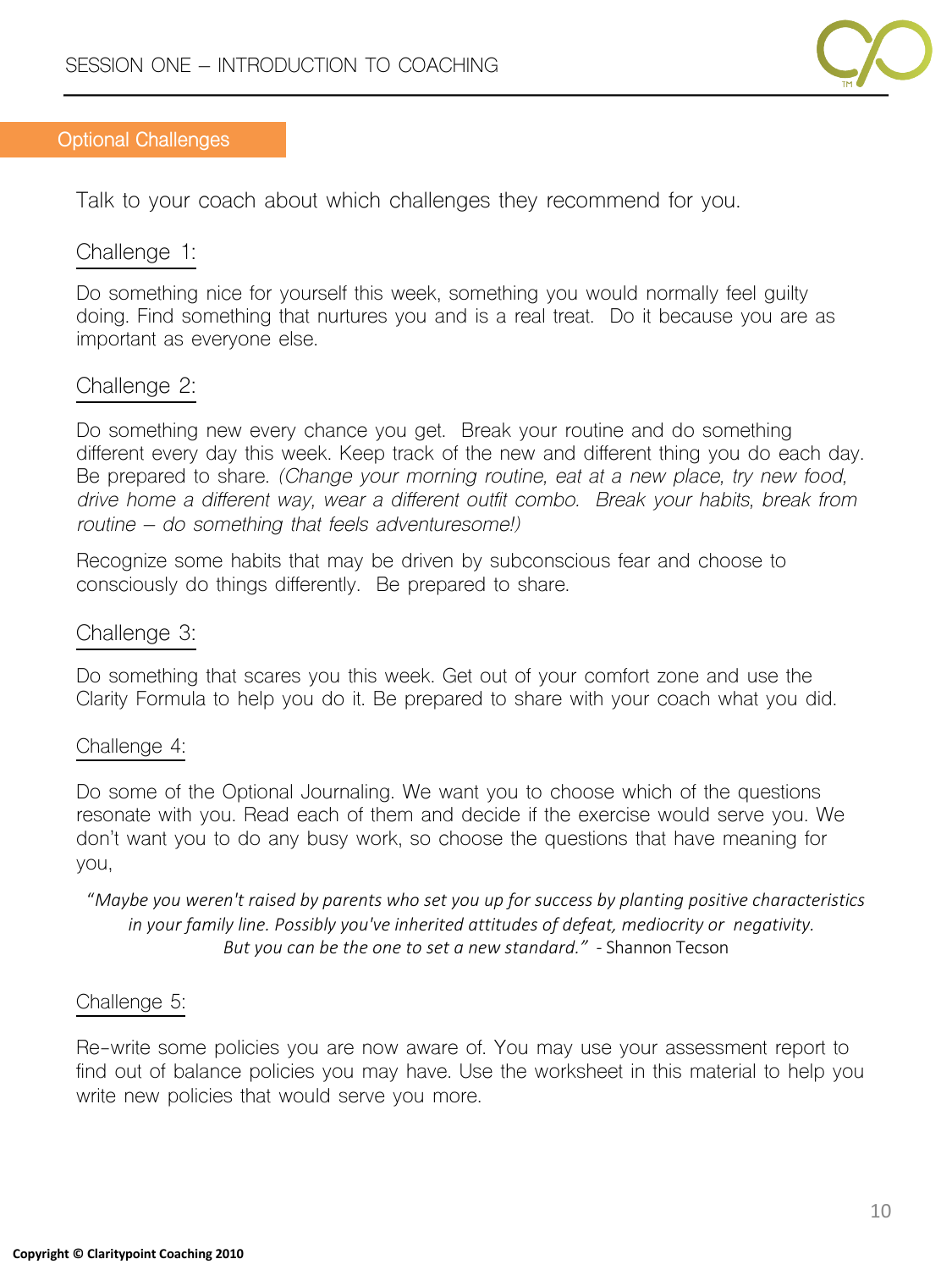## Optional Challenges

Talk to your coach about which challenges they recommend for you.

### Challenge 1:

Do something nice for yourself this week, something you would normally feel guilty doing. Find something that nurtures you and is a real treat. Do it because you are as important as everyone else.

### Challenge 2:

Do something new every chance you get. Break your routine and do something different every day this week. Keep track of the new and different thing you do each day. Be prepared to share. *(Change your morning routine, eat at a new place, try new food, drive home a different way, wear a different outfit combo. Break your habits, break from routine – do something that feels adventuresome!)*

Recognize some habits that may be driven by subconscious fear and choose to consciously do things differently. Be prepared to share.

### Challenge 3:

Do something that scares you this week. Get out of your comfort zone and use the Clarity Formula to help you do it. Be prepared to share with your coach what you did.

### Challenge 4:

Do some of the Optional Journaling. We want you to choose which of the questions resonate with you. Read each of them and decide if the exercise would serve you. We don't want you to do any busy work, so choose the questions that have meaning for you,

> *"Maybe you weren't raised by parents who set you up for success by planting positive characteristics in your family line. Possibly you've inherited attitudes of defeat, mediocrity or negativity. But you can be the one to set a new standard."* - Shannon Tecson

### Challenge 5:

Re-write some policies you are now aware of. You may use your assessment report to find out of balance policies you may have. Use the worksheet in this material to help you write new policies that would serve you more.

**Copyright © Claritypoint Coaching 2010**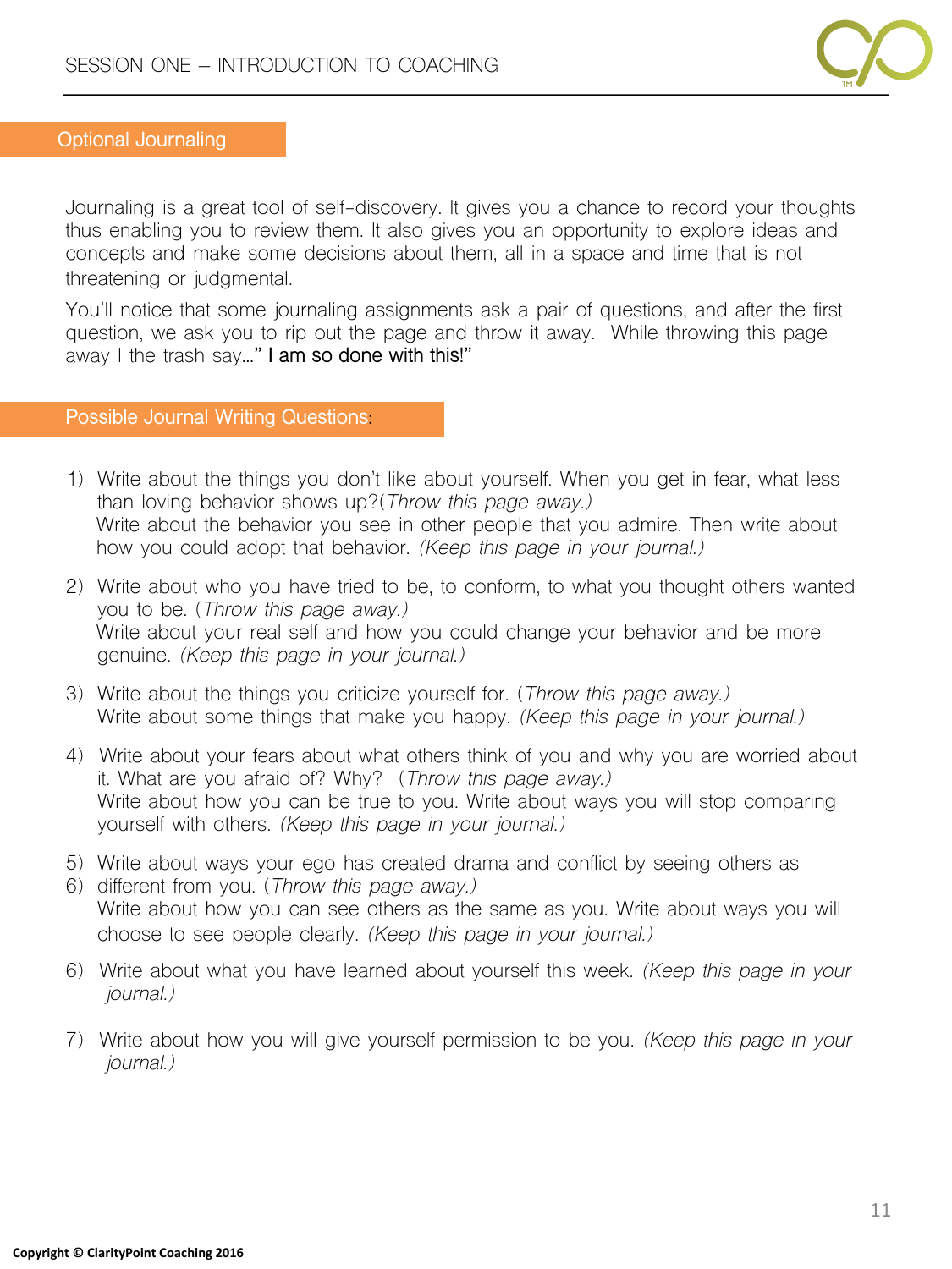## Optional Journaling

Journaling is a great tool of self-discovery. It gives you a chance to record your thoughts thus enabling you to review them. It also gives you an opportunity to explore ideas and concepts and make some decisions about them, all in a space and time that is not threatening or judgmental.

You'll notice that some journaling assignments ask a pair of questions, and after the first question, we ask you to rip out the page and throw it away. While throwing this page away I the trash say…" I am so done with this!"

## Possible Journal Writing Questions:

1) Write about the things you don't like about yourself. When you get in fear, what less than loving behavior shows up?(*Throw this page away.)*
   Write about the behavior you see in other people that you admire. Then write about how you could adopt that behavior. *(Keep this page in your journal.)*

2) Write about who you have tried to be, to conform, to what you thought others wanted you to be. (*Throw this page away.)*
   Write about your real self and how you could change your behavior and be more genuine. *(Keep this page in your journal.)*

3) Write about the things you criticize yourself for. (*Throw this page away.)*
   Write about some things that make you happy. *(Keep this page in your journal.)*

4) Write about your fears about what others think of you and why you are worried about it. What are you afraid of? Why? (*Throw this page away.)*
   Write about how you can be true to you. Write about ways you will stop comparing yourself with others. *(Keep this page in your journal.)*

5) Write about ways your ego has created drama and conflict by seeing others as
6) different from you. (*Throw this page away.)*
   Write about how you can see others as the same as you. Write about ways you will choose to see people clearly. *(Keep this page in your journal.)*

6) Write about what you have learned about yourself this week. *(Keep this page in your journal.)*

7) Write about how you will give yourself permission to be you. *(Keep this page in your journal.)*

**Copyright © ClarityPoint Coaching 2016**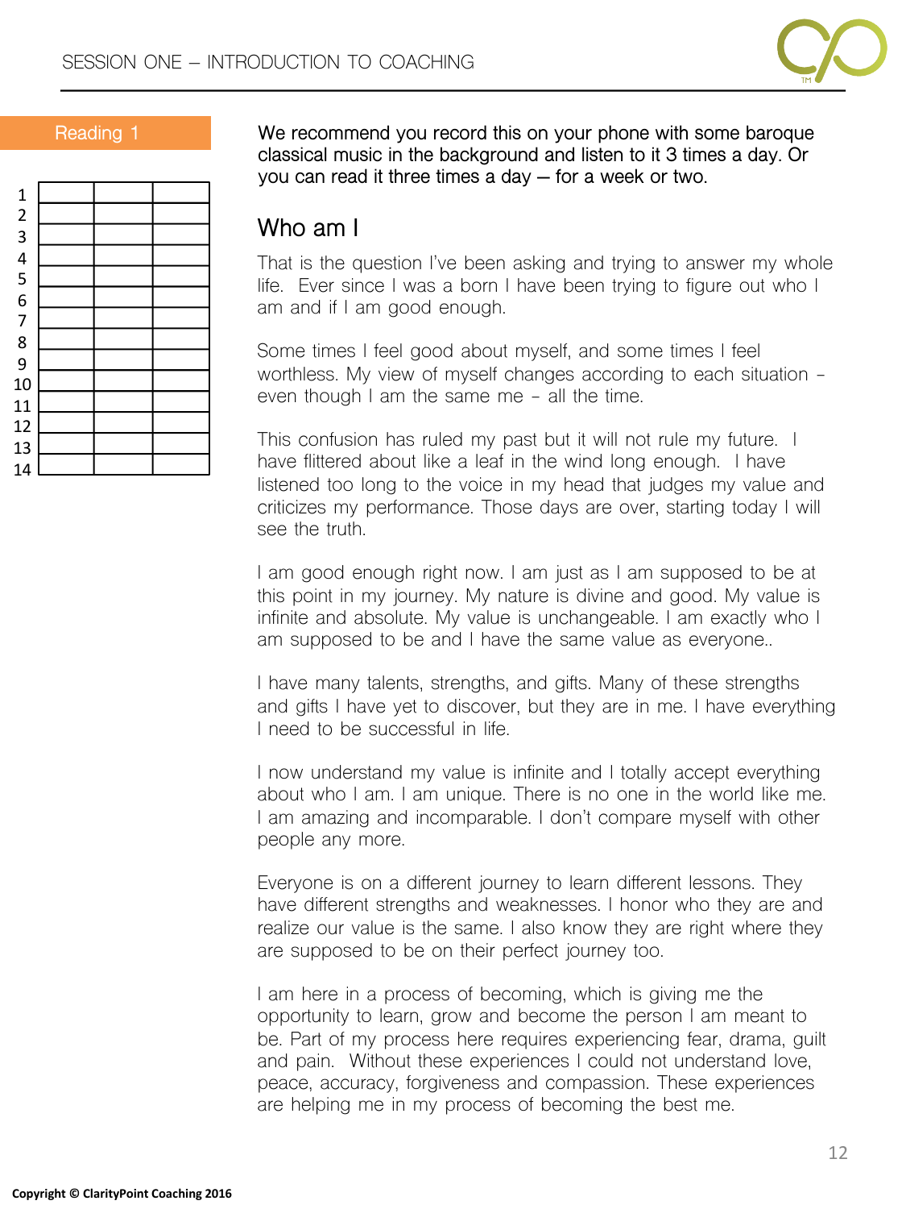Reading 1

| | | | |
|---|---|---|---|
| 1 | | | |
| 2 | | | |
| 3 | | | |
| 4 | | | |
| 5 | | | |
| 6 | | | |
| 7 | | | |
| 8 | | | |
| 9 | | | |
| 10 | | | |
| 11 | | | |
| 12 | | | |
| 13 | | | |
| 14 | | | |

We recommend you record this on your phone with some baroque classical music in the background and listen to it 3 times a day. Or you can read it three times a day – for a week or two.

## Who am I

That is the question I've been asking and trying to answer my whole life. Ever since I was a born I have been trying to figure out who I am and if I am good enough.

Some times I feel good about myself, and some times I feel worthless. My view of myself changes according to each situation – even though I am the same me – all the time.

This confusion has ruled my past but it will not rule my future. I have flittered about like a leaf in the wind long enough. I have listened too long to the voice in my head that judges my value and criticizes my performance. Those days are over, starting today I will see the truth.

I am good enough right now. I am just as I am supposed to be at this point in my journey. My nature is divine and good. My value is infinite and absolute. My value is unchangeable. I am exactly who I am supposed to be and I have the same value as everyone..

I have many talents, strengths, and gifts. Many of these strengths and gifts I have yet to discover, but they are in me. I have everything I need to be successful in life.

I now understand my value is infinite and I totally accept everything about who I am. I am unique. There is no one in the world like me. I am amazing and incomparable. I don't compare myself with other people any more.

Everyone is on a different journey to learn different lessons. They have different strengths and weaknesses. I honor who they are and realize our value is the same. I also know they are right where they are supposed to be on their perfect journey too.

I am here in a process of becoming, which is giving me the opportunity to learn, grow and become the person I am meant to be. Part of my process here requires experiencing fear, drama, guilt and pain. Without these experiences I could not understand love, peace, accuracy, forgiveness and compassion. These experiences are helping me in my process of becoming the best me.

**Copyright © ClarityPoint Coaching 2016**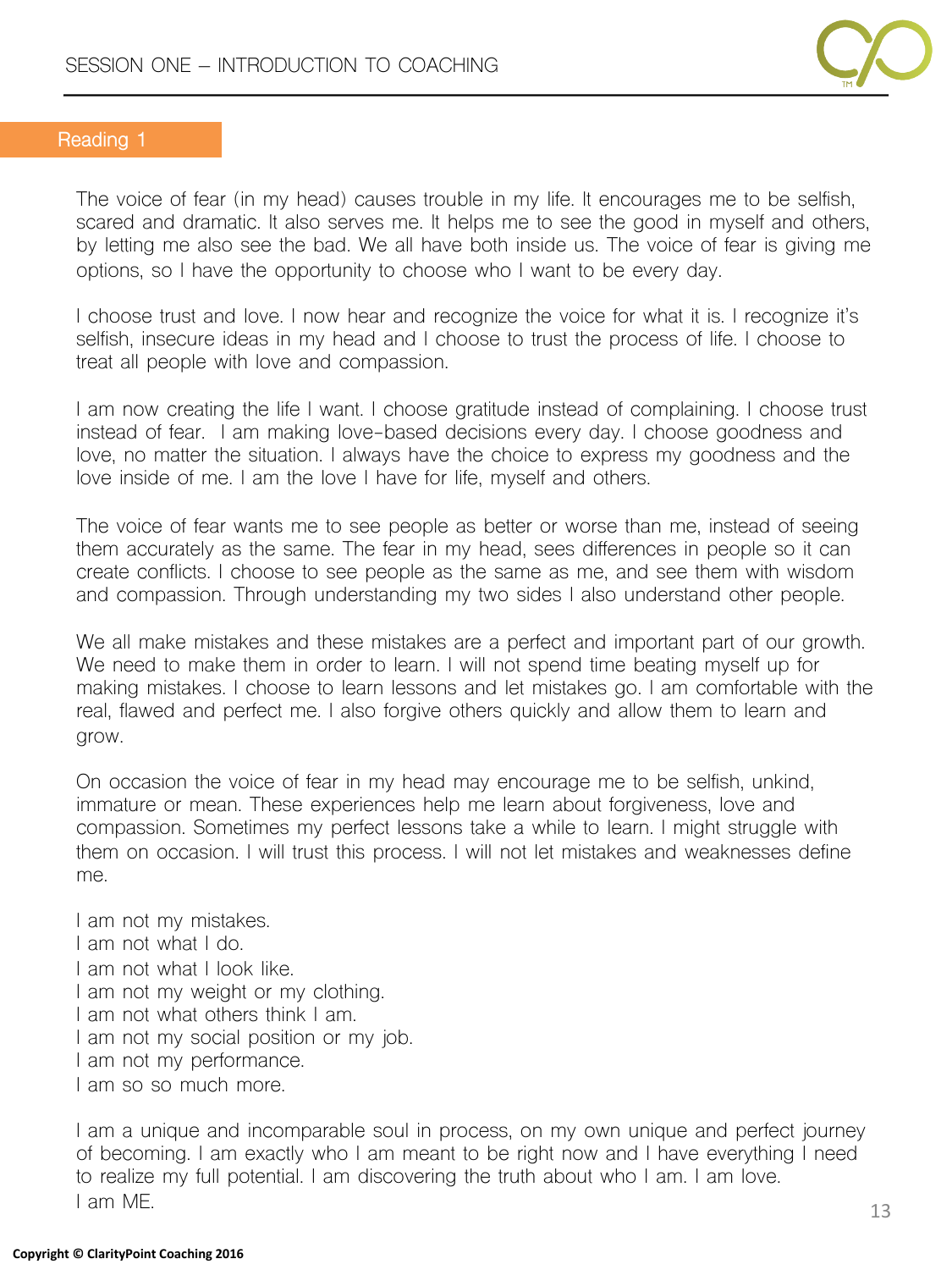## Reading 1

The voice of fear (in my head) causes trouble in my life. It encourages me to be selfish, scared and dramatic. It also serves me. It helps me to see the good in myself and others, by letting me also see the bad. We all have both inside us. The voice of fear is giving me options, so I have the opportunity to choose who I want to be every day.

I choose trust and love. I now hear and recognize the voice for what it is. I recognize it's selfish, insecure ideas in my head and I choose to trust the process of life. I choose to treat all people with love and compassion.

I am now creating the life I want. I choose gratitude instead of complaining. I choose trust instead of fear. I am making love-based decisions every day. I choose goodness and love, no matter the situation. I always have the choice to express my goodness and the love inside of me. I am the love I have for life, myself and others.

The voice of fear wants me to see people as better or worse than me, instead of seeing them accurately as the same. The fear in my head, sees differences in people so it can create conflicts. I choose to see people as the same as me, and see them with wisdom and compassion. Through understanding my two sides I also understand other people.

We all make mistakes and these mistakes are a perfect and important part of our growth. We need to make them in order to learn. I will not spend time beating myself up for making mistakes. I choose to learn lessons and let mistakes go. I am comfortable with the real, flawed and perfect me. I also forgive others quickly and allow them to learn and grow.

On occasion the voice of fear in my head may encourage me to be selfish, unkind, immature or mean. These experiences help me learn about forgiveness, love and compassion. Sometimes my perfect lessons take a while to learn. I might struggle with them on occasion. I will trust this process. I will not let mistakes and weaknesses define me.

I am not my mistakes.
I am not what I do.
I am not what I look like.
I am not my weight or my clothing.
I am not what others think I am.
I am not my social position or my job.
I am not my performance.
I am so so much more.

I am a unique and incomparable soul in process, on my own unique and perfect journey of becoming. I am exactly who I am meant to be right now and I have everything I need to realize my full potential. I am discovering the truth about who I am. I am love.
I am ME.